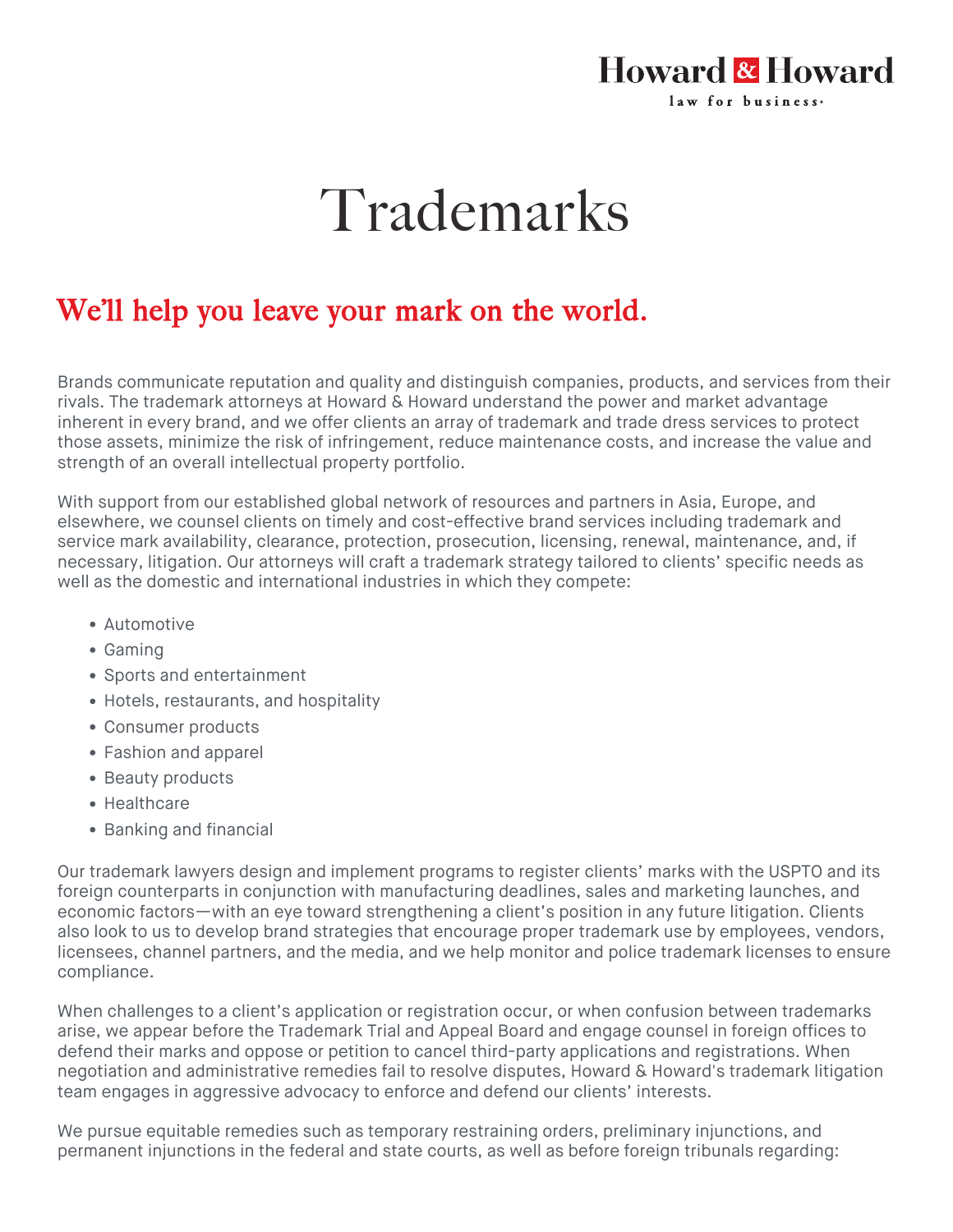Howard & Howard

law for business.

# Trademarks

## We'll help you leave your mark on the world.

Brands communicate reputation and quality and distinguish companies, products, and services from their rivals. The trademark attorneys at Howard & Howard understand the power and market advantage inherent in every brand, and we offer clients an array of trademark and trade dress services to protect those assets, minimize the risk of infringement, reduce maintenance costs, and increase the value and strength of an overall intellectual property portfolio.

With support from our established global network of resources and partners in Asia, Europe, and elsewhere, we counsel clients on timely and cost-effective brand services including trademark and service mark availability, clearance, protection, prosecution, licensing, renewal, maintenance, and, if necessary, litigation. Our attorneys will craft a trademark strategy tailored to clients' specific needs as well as the domestic and international industries in which they compete:

- Automotive
- Gaming
- Sports and entertainment
- Hotels, restaurants, and hospitality
- Consumer products
- Fashion and apparel
- Beauty products
- Healthcare
- Banking and financial

Our trademark lawyers design and implement programs to register clients' marks with the USPTO and its foreign counterparts in conjunction with manufacturing deadlines, sales and marketing launches, and economic factors—with an eye toward strengthening a client's position in any future litigation. Clients also look to us to develop brand strategies that encourage proper trademark use by employees, vendors, licensees, channel partners, and the media, and we help monitor and police trademark licenses to ensure compliance.

When challenges to a client's application or registration occur, or when confusion between trademarks arise, we appear before the Trademark Trial and Appeal Board and engage counsel in foreign offices to defend their marks and oppose or petition to cancel third-party applications and registrations. When negotiation and administrative remedies fail to resolve disputes, Howard & Howard's trademark litigation team engages in aggressive advocacy to enforce and defend our clients' interests.

We pursue equitable remedies such as temporary restraining orders, preliminary injunctions, and permanent injunctions in the federal and state courts, as well as before foreign tribunals regarding: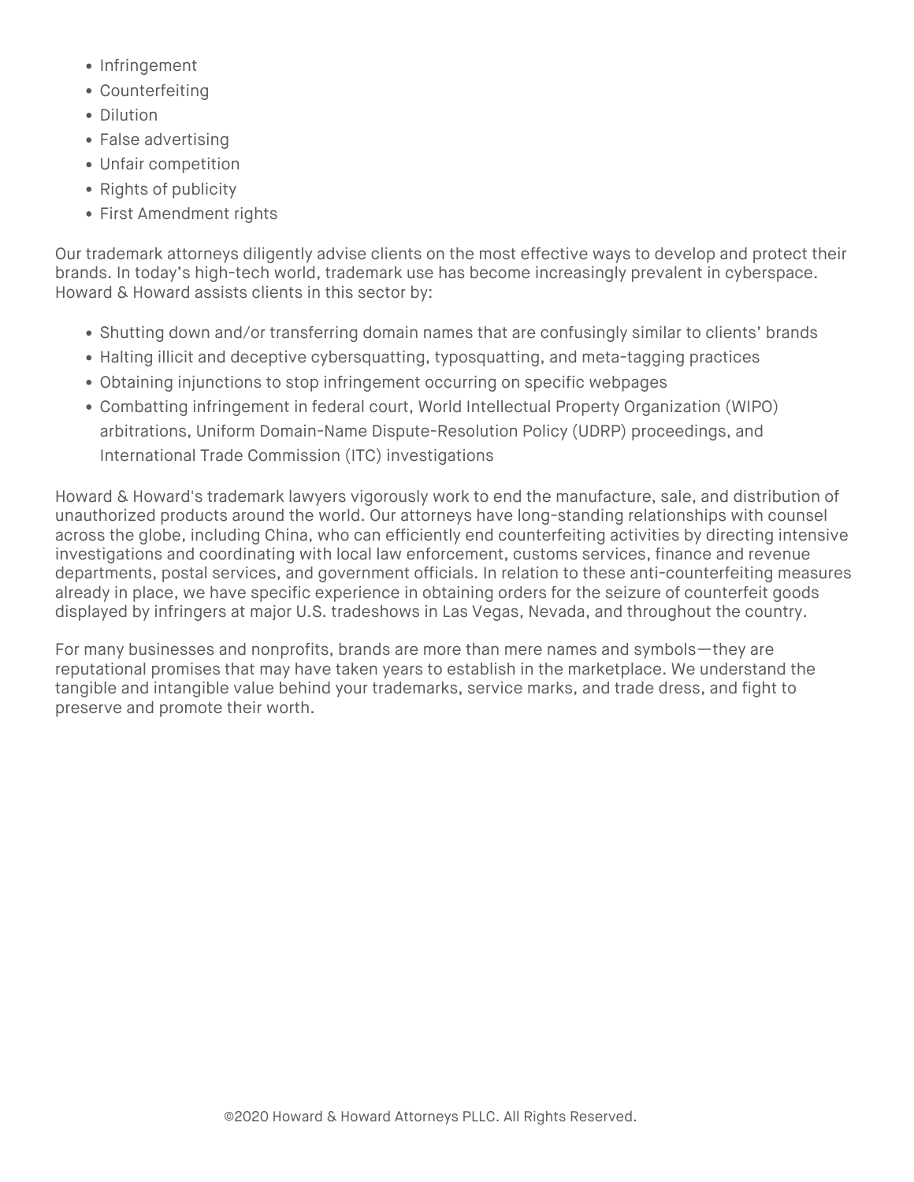- Infringement
- Counterfeiting
- Dilution
- False advertising
- Unfair competition
- Rights of publicity
- First Amendment rights

Our trademark attorneys diligently advise clients on the most effective ways to develop and protect their brands. In today's high-tech world, trademark use has become increasingly prevalent in cyberspace. Howard & Howard assists clients in this sector by:

- Shutting down and/or transferring domain names that are confusingly similar to clients' brands
- Halting illicit and deceptive cybersquatting, typosquatting, and meta-tagging practices
- Obtaining injunctions to stop infringement occurring on specific webpages
- Combatting infringement in federal court, World Intellectual Property Organization (WIPO) arbitrations, Uniform Domain-Name Dispute-Resolution Policy (UDRP) proceedings, and International Trade Commission (ITC) investigations

Howard & Howard's trademark lawyers vigorously work to end the manufacture, sale, and distribution of unauthorized products around the world. Our attorneys have long-standing relationships with counsel across the globe, including China, who can efficiently end counterfeiting activities by directing intensive investigations and coordinating with local law enforcement, customs services, finance and revenue departments, postal services, and government officials. In relation to these anti-counterfeiting measures already in place, we have specific experience in obtaining orders for the seizure of counterfeit goods displayed by infringers at major U.S. tradeshows in Las Vegas, Nevada, and throughout the country.

For many businesses and nonprofits, brands are more than mere names and symbols—they are reputational promises that may have taken years to establish in the marketplace. We understand the tangible and intangible value behind your trademarks, service marks, and trade dress, and fight to preserve and promote their worth.

©2020 Howard & Howard Attorneys PLLC. All Rights Reserved.